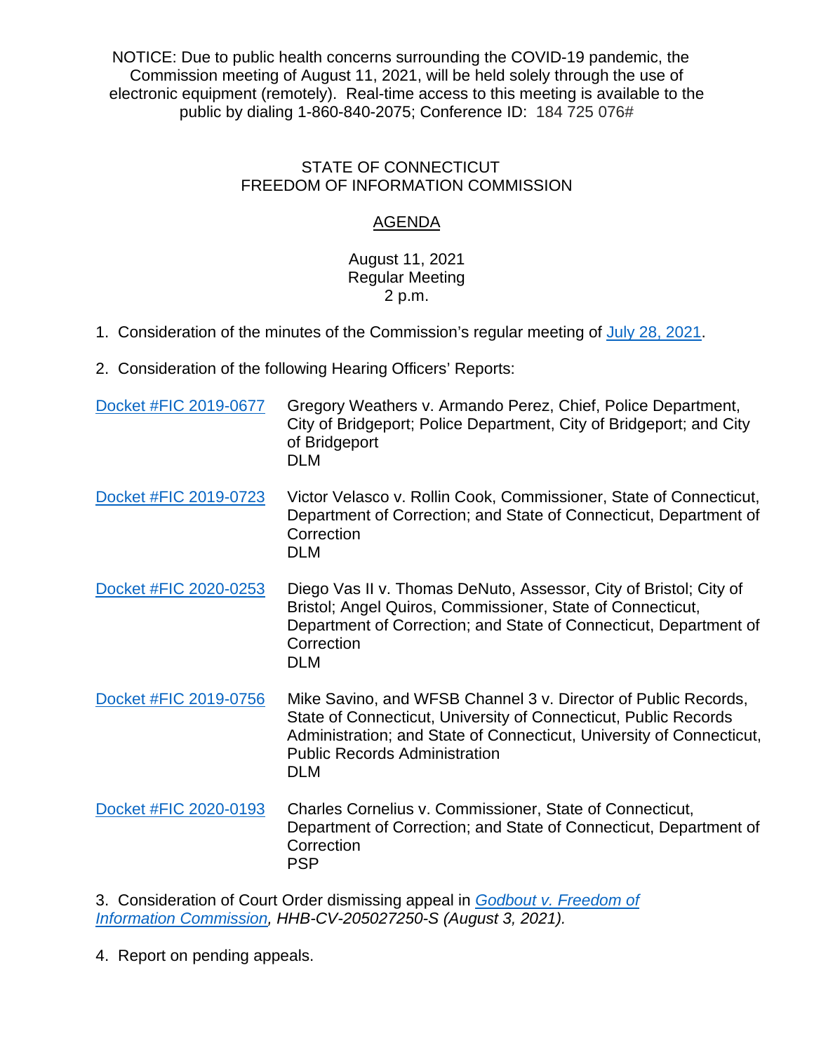NOTICE: Due to public health concerns surrounding the COVID-19 pandemic, the Commission meeting of August 11, 2021, will be held solely through the use of electronic equipment (remotely). Real-time access to this meeting is available to the public by dialing 1-860-840-2075; Conference ID: 184 725 076#

STATE OF CONNECTICUT
FREEDOM OF INFORMATION COMMISSION

AGENDA

August 11, 2021
Regular Meeting
2 p.m.

1. Consideration of the minutes of the Commission's regular meeting of July 28, 2021.

2. Consideration of the following Hearing Officers' Reports:

| | |
|---|---|
| Docket #FIC 2019-0677 | Gregory Weathers v. Armando Perez, Chief, Police Department, City of Bridgeport; Police Department, City of Bridgeport; and City of Bridgeport<br>DLM |
| Docket #FIC 2019-0723 | Victor Velasco v. Rollin Cook, Commissioner, State of Connecticut, Department of Correction; and State of Connecticut, Department of Correction<br>DLM |
| Docket #FIC 2020-0253 | Diego Vas II v. Thomas DeNuto, Assessor, City of Bristol; City of Bristol; Angel Quiros, Commissioner, State of Connecticut, Department of Correction; and State of Connecticut, Department of Correction<br>DLM |
| Docket #FIC 2019-0756 | Mike Savino, and WFSB Channel 3 v. Director of Public Records, State of Connecticut, University of Connecticut, Public Records Administration; and State of Connecticut, University of Connecticut, Public Records Administration<br>DLM |
| Docket #FIC 2020-0193 | Charles Cornelius v. Commissioner, State of Connecticut, Department of Correction; and State of Connecticut, Department of Correction<br>PSP |

3. Consideration of Court Order dismissing appeal in *Godbout v. Freedom of Information Commission, HHB-CV-205027250-S (August 3, 2021).*

4. Report on pending appeals.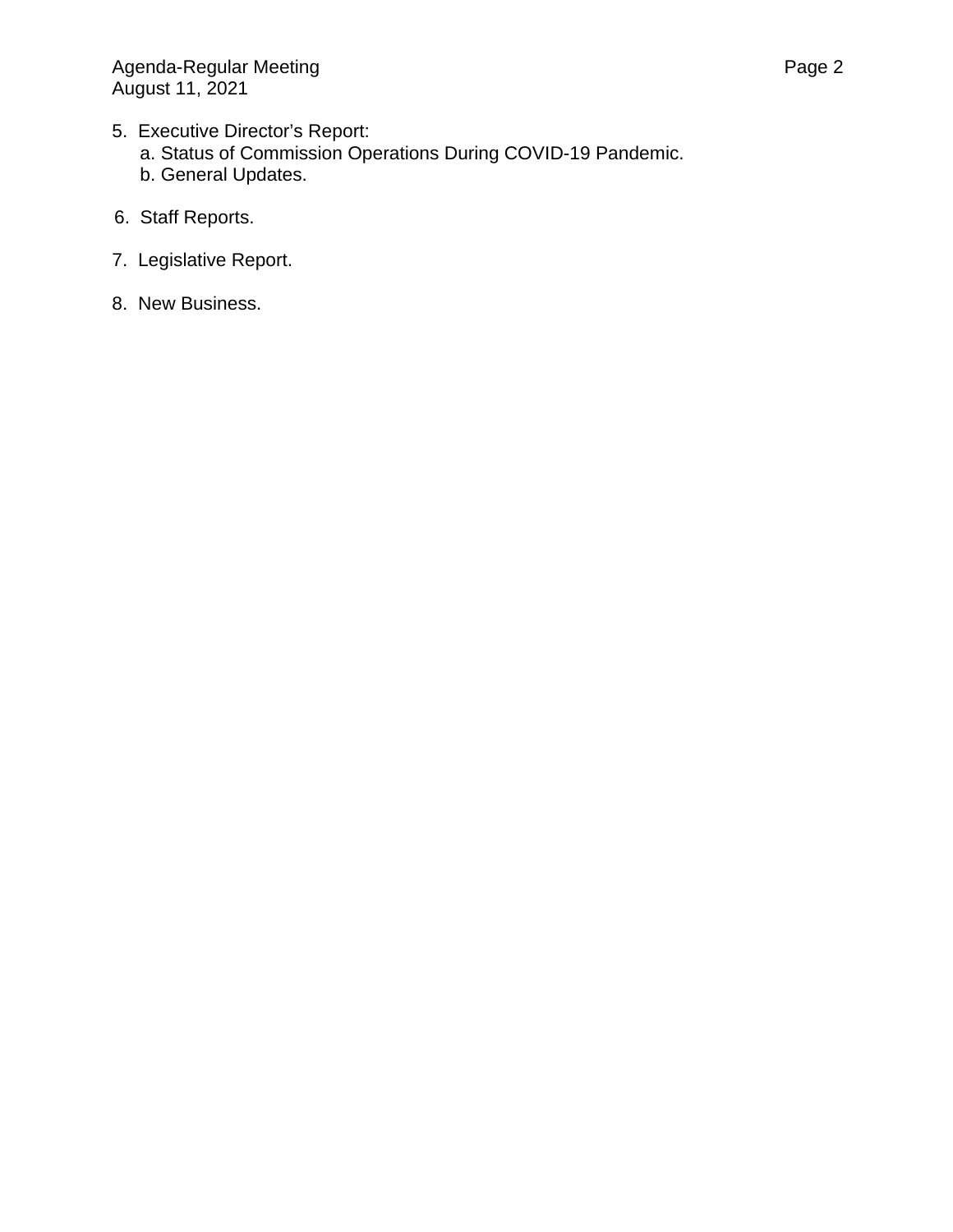5. Executive Director's Report:
   a. Status of Commission Operations During COVID-19 Pandemic.
   b. General Updates.

6. Staff Reports.

7. Legislative Report.

8. New Business.